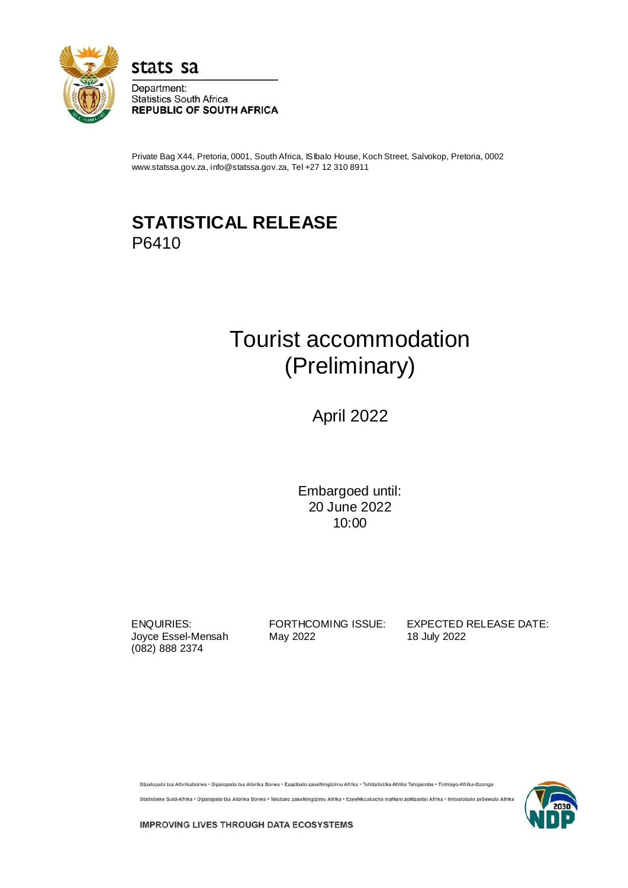stats sa

Department:
Statistics South Africa
**REPUBLIC OF SOUTH AFRICA**

Private Bag X44, Pretoria, 0001, South Africa, ISIbalo House, Koch Street, Salvokop, Pretoria, 0002
www.statssa.gov.za, info@statssa.gov.za, Tel +27 12 310 8911

# STATISTICAL RELEASE
P6410

# Tourist accommodation (Preliminary)

April 2022

Embargoed until:
20 June 2022
10:00

| ENQUIRIES: | FORTHCOMING ISSUE: | EXPECTED RELEASE DATE: |
|---|---|---|
| Joyce Essel-Mensah (082) 888 2374 | May 2022 | 18 July 2022 |

Dipalopalo tsa Aforikaborwa • Dipalopalo tsa Aforika Borwa • Ezazibalo zaseNingizimu Afrika • Tshitatistika Afrika Tshipembe • Tinhlayo Afrika-Dzonga

Statistieke Suid-Afrika • Dipalopalo tša Aforika Borwa • Telubalo zaseNingizimu Afrika • EzeeNkcukacha maNani zoMzantsi Afrika • Iimbalobalo zeSewula Afrika

IMPROVING LIVES THROUGH DATA ECOSYSTEMS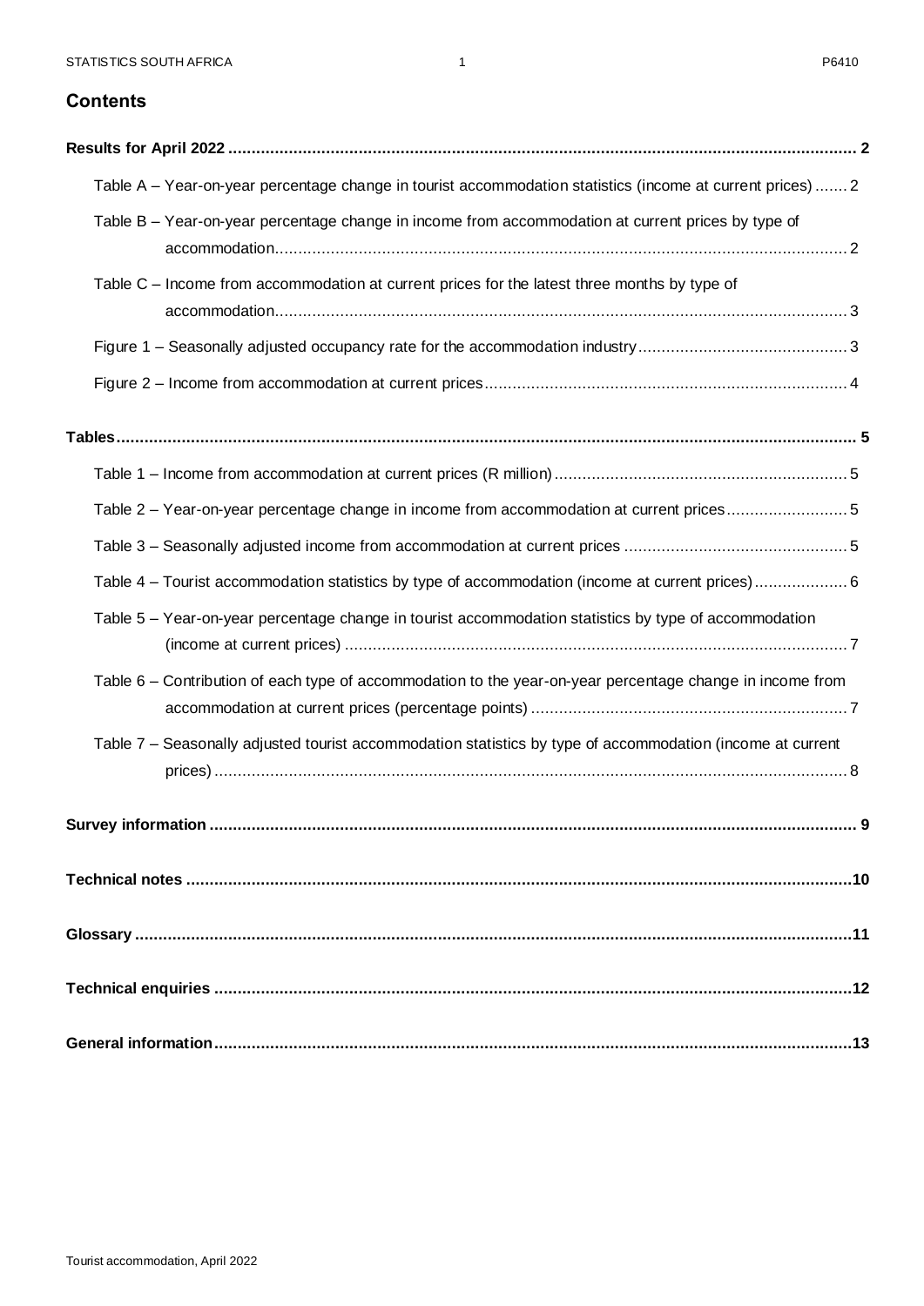## Contents

**Results for April 2022 .......... 2**

- Table A – Year-on-year percentage change in tourist accommodation statistics (income at current prices) .......... 2
- Table B – Year-on-year percentage change in income from accommodation at current prices by type of accommodation .......... 2
- Table C – Income from accommodation at current prices for the latest three months by type of accommodation .......... 3
- Figure 1 – Seasonally adjusted occupancy rate for the accommodation industry .......... 3
- Figure 2 – Income from accommodation at current prices .......... 4

**Tables .......... 5**

- Table 1 – Income from accommodation at current prices (R million) .......... 5
- Table 2 – Year-on-year percentage change in income from accommodation at current prices .......... 5
- Table 3 – Seasonally adjusted income from accommodation at current prices .......... 5
- Table 4 – Tourist accommodation statistics by type of accommodation (income at current prices) .......... 6
- Table 5 – Year-on-year percentage change in tourist accommodation statistics by type of accommodation (income at current prices) .......... 7
- Table 6 – Contribution of each type of accommodation to the year-on-year percentage change in income from accommodation at current prices (percentage points) .......... 7
- Table 7 – Seasonally adjusted tourist accommodation statistics by type of accommodation (income at current prices) .......... 8

**Survey information .......... 9**

**Technical notes .......... 10**

**Glossary .......... 11**

**Technical enquiries .......... 12**

**General information .......... 13**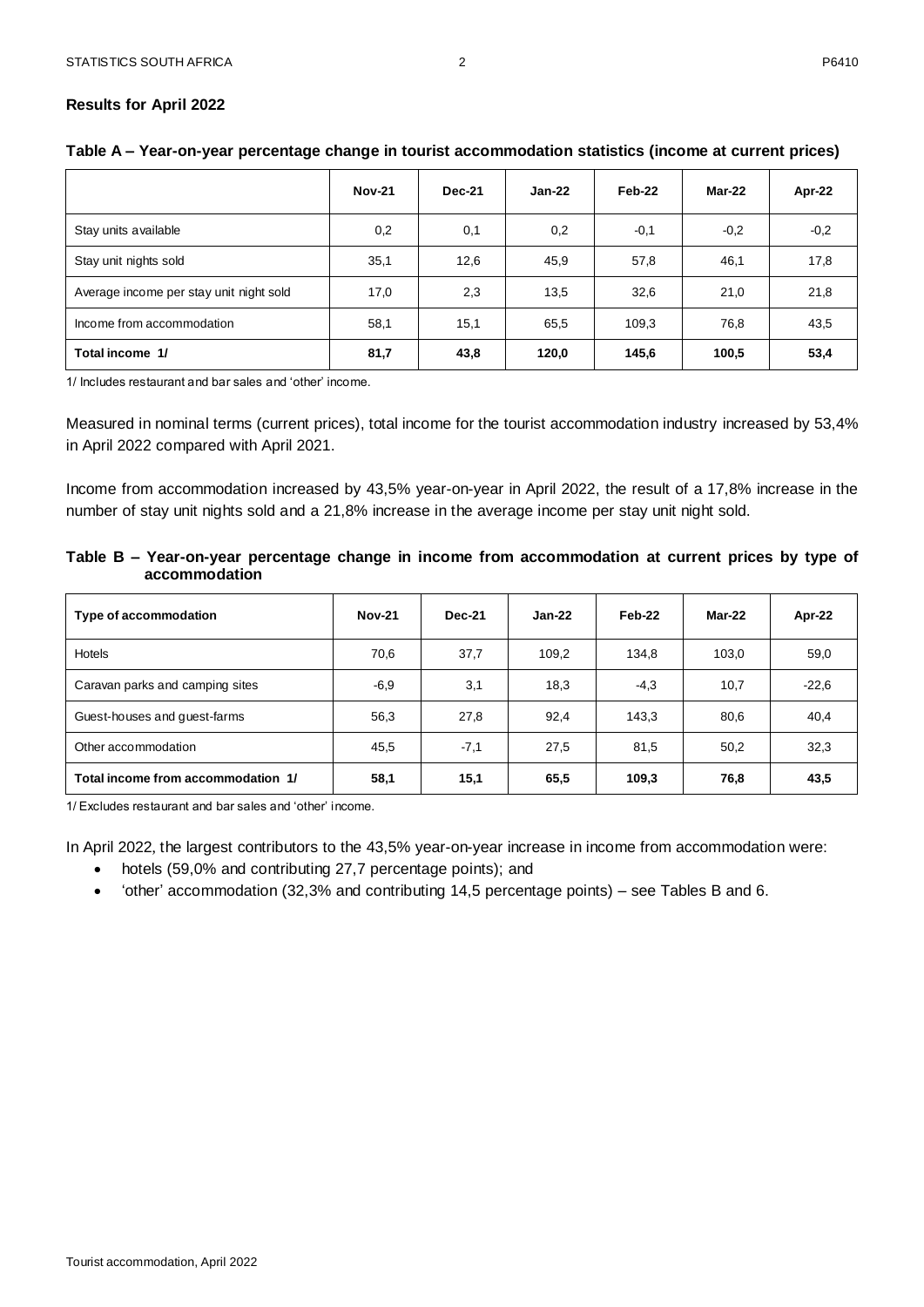## Results for April 2022

**Table A – Year-on-year percentage change in tourist accommodation statistics (income at current prices)**

| | Nov-21 | Dec-21 | Jan-22 | Feb-22 | Mar-22 | Apr-22 |
|---|---|---|---|---|---|---|
| Stay units available | 0,2 | 0,1 | 0,2 | -0,1 | -0,2 | -0,2 |
| Stay unit nights sold | 35,1 | 12,6 | 45,9 | 57,8 | 46,1 | 17,8 |
| Average income per stay unit night sold | 17,0 | 2,3 | 13,5 | 32,6 | 21,0 | 21,8 |
| Income from accommodation | 58,1 | 15,1 | 65,5 | 109,3 | 76,8 | 43,5 |
| **Total income 1/** | **81,7** | **43,8** | **120,0** | **145,6** | **100,5** | **53,4** |

1/ Includes restaurant and bar sales and 'other' income.

Measured in nominal terms (current prices), total income for the tourist accommodation industry increased by 53,4% in April 2022 compared with April 2021.

Income from accommodation increased by 43,5% year-on-year in April 2022, the result of a 17,8% increase in the number of stay unit nights sold and a 21,8% increase in the average income per stay unit night sold.

**Table B – Year-on-year percentage change in income from accommodation at current prices by type of accommodation**

| Type of accommodation | Nov-21 | Dec-21 | Jan-22 | Feb-22 | Mar-22 | Apr-22 |
|---|---|---|---|---|---|---|
| Hotels | 70,6 | 37,7 | 109,2 | 134,8 | 103,0 | 59,0 |
| Caravan parks and camping sites | -6,9 | 3,1 | 18,3 | -4,3 | 10,7 | -22,6 |
| Guest-houses and guest-farms | 56,3 | 27,8 | 92,4 | 143,3 | 80,6 | 40,4 |
| Other accommodation | 45,5 | -7,1 | 27,5 | 81,5 | 50,2 | 32,3 |
| **Total income from accommodation 1/** | **58,1** | **15,1** | **65,5** | **109,3** | **76,8** | **43,5** |

1/ Excludes restaurant and bar sales and 'other' income.

In April 2022, the largest contributors to the 43,5% year-on-year increase in income from accommodation were:

- hotels (59,0% and contributing 27,7 percentage points); and
- 'other' accommodation (32,3% and contributing 14,5 percentage points) – see Tables B and 6.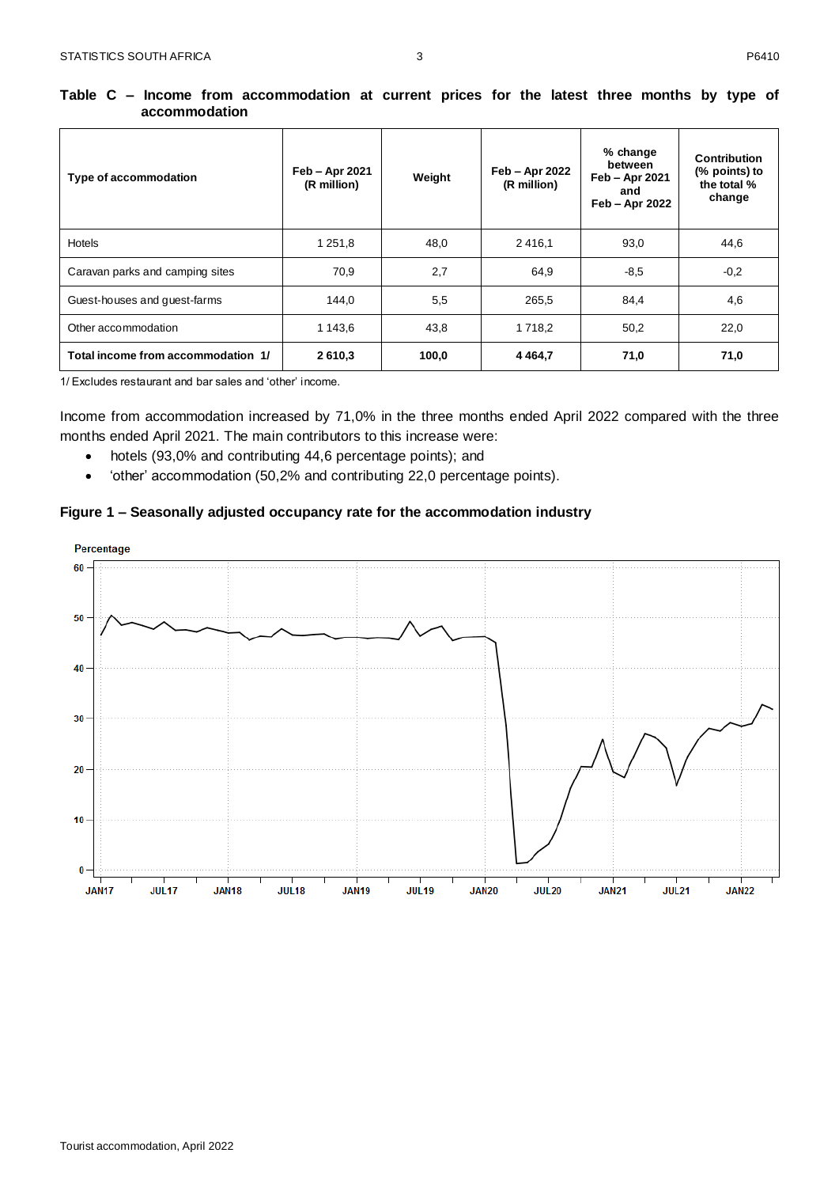**Table C – Income from accommodation at current prices for the latest three months by type of accommodation**

| Type of accommodation | Feb – Apr 2021 (R million) | Weight | Feb – Apr 2022 (R million) | % change between Feb – Apr 2021 and Feb – Apr 2022 | Contribution (% points) to the total % change |
|---|---|---|---|---|---|
| Hotels | 1 251,8 | 48,0 | 2 416,1 | 93,0 | 44,6 |
| Caravan parks and camping sites | 70,9 | 2,7 | 64,9 | -8,5 | -0,2 |
| Guest-houses and guest-farms | 144,0 | 5,5 | 265,5 | 84,4 | 4,6 |
| Other accommodation | 1 143,6 | 43,8 | 1 718,2 | 50,2 | 22,0 |
| **Total income from accommodation 1/** | **2 610,3** | **100,0** | **4 464,7** | **71,0** | **71,0** |

1/ Excludes restaurant and bar sales and 'other' income.

Income from accommodation increased by 71,0% in the three months ended April 2022 compared with the three months ended April 2021. The main contributors to this increase were:

- hotels (93,0% and contributing 44,6 percentage points); and
- 'other' accommodation (50,2% and contributing 22,0 percentage points).

**Figure 1 – Seasonally adjusted occupancy rate for the accommodation industry**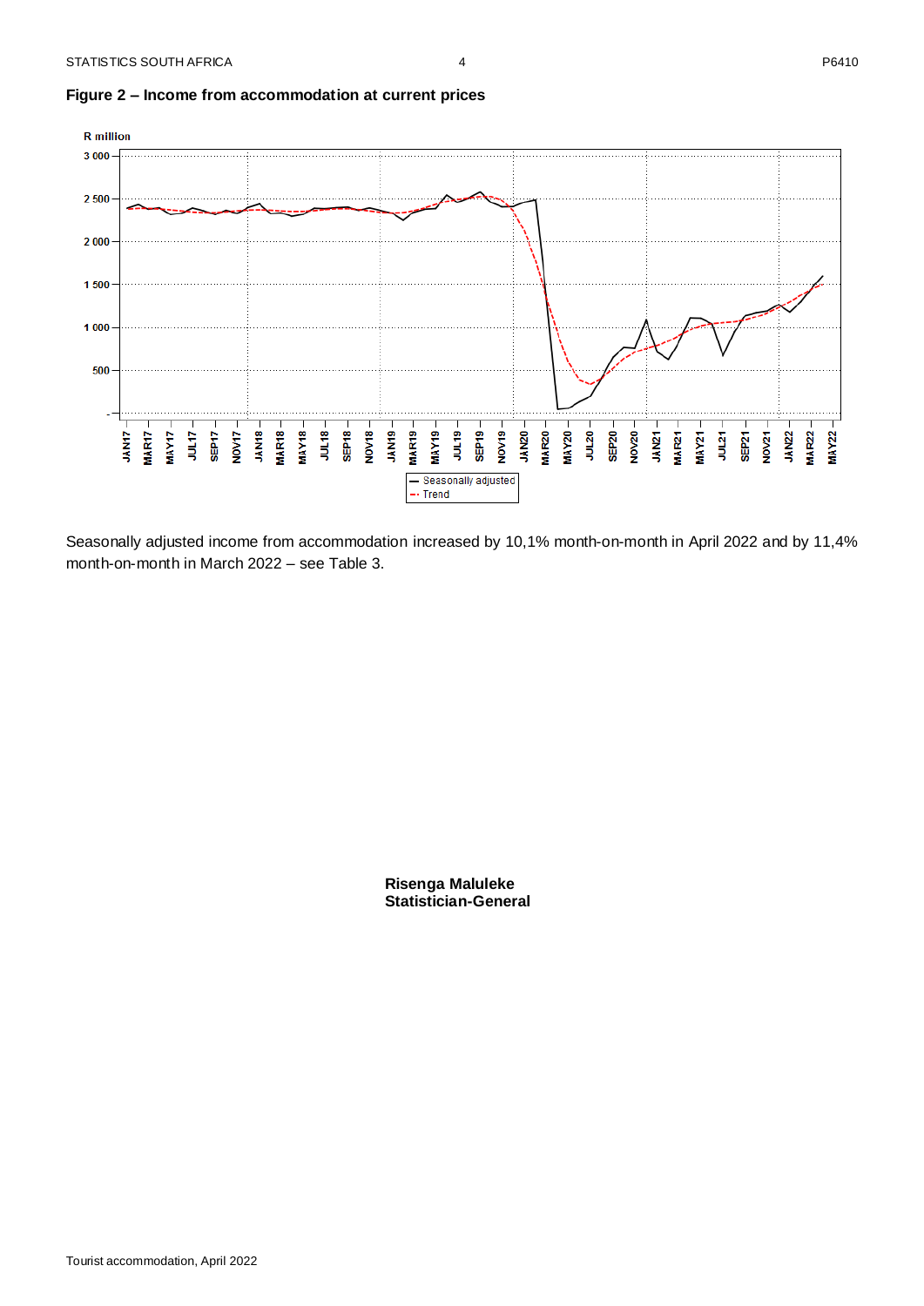**Figure 2 – Income from accommodation at current prices**

Seasonally adjusted income from accommodation increased by 10,1% month-on-month in April 2022 and by 11,4% month-on-month in March 2022 – see Table 3.

**Risenga Maluleke**
**Statistician-General**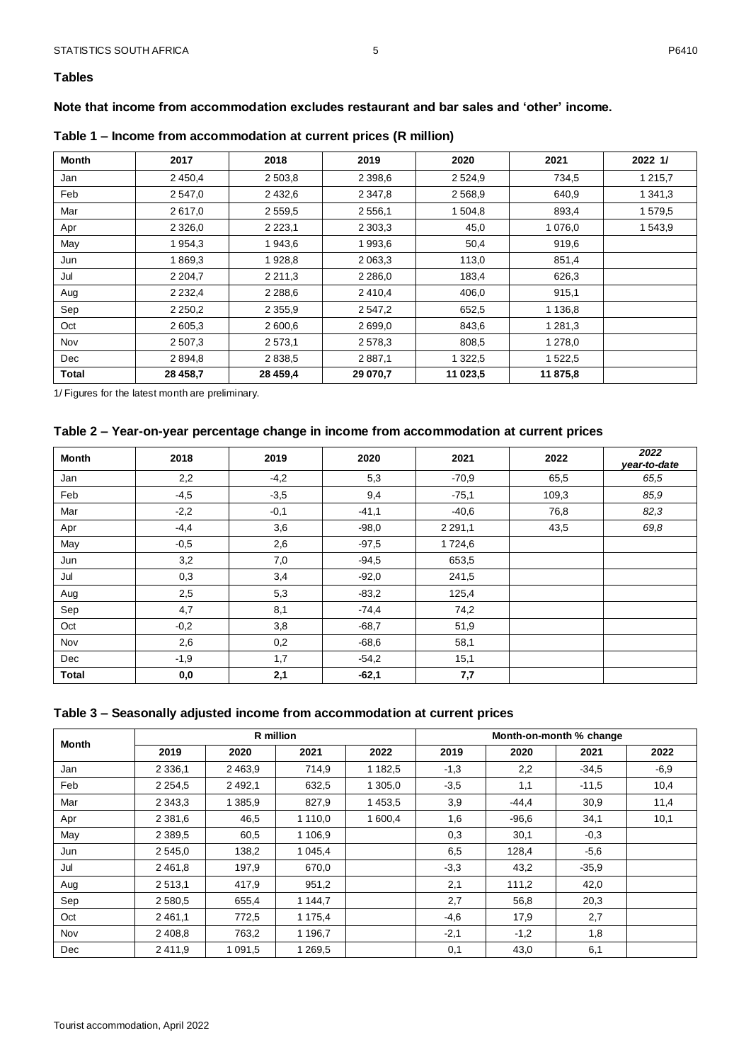## Tables

**Note that income from accommodation excludes restaurant and bar sales and 'other' income.**

### Table 1 – Income from accommodation at current prices (R million)

| Month | 2017 | 2018 | 2019 | 2020 | 2021 | 2022 1/ |
|---|---|---|---|---|---|---|
| Jan | 2 450,4 | 2 503,8 | 2 398,6 | 2 524,9 | 734,5 | 1 215,7 |
| Feb | 2 547,0 | 2 432,6 | 2 347,8 | 2 568,9 | 640,9 | 1 341,3 |
| Mar | 2 617,0 | 2 559,5 | 2 556,1 | 1 504,8 | 893,4 | 1 579,5 |
| Apr | 2 326,0 | 2 223,1 | 2 303,3 | 45,0 | 1 076,0 | 1 543,9 |
| May | 1 954,3 | 1 943,6 | 1 993,6 | 50,4 | 919,6 | |
| Jun | 1 869,3 | 1 928,8 | 2 063,3 | 113,0 | 851,4 | |
| Jul | 2 204,7 | 2 211,3 | 2 286,0 | 183,4 | 626,3 | |
| Aug | 2 232,4 | 2 288,6 | 2 410,4 | 406,0 | 915,1 | |
| Sep | 2 250,2 | 2 355,9 | 2 547,2 | 652,5 | 1 136,8 | |
| Oct | 2 605,3 | 2 600,6 | 2 699,0 | 843,6 | 1 281,3 | |
| Nov | 2 507,3 | 2 573,1 | 2 578,3 | 808,5 | 1 278,0 | |
| Dec | 2 894,8 | 2 838,5 | 2 887,1 | 1 322,5 | 1 522,5 | |
| **Total** | **28 458,7** | **28 459,4** | **29 070,7** | **11 023,5** | **11 875,8** | |

1/ Figures for the latest month are preliminary.

### Table 2 – Year-on-year percentage change in income from accommodation at current prices

| Month | 2018 | 2019 | 2020 | 2021 | 2022 | *2022 year-to-date* |
|---|---|---|---|---|---|---|
| Jan | 2,2 | -4,2 | 5,3 | -70,9 | 65,5 | *65,5* |
| Feb | -4,5 | -3,5 | 9,4 | -75,1 | 109,3 | *85,9* |
| Mar | -2,2 | -0,1 | -41,1 | -40,6 | 76,8 | *82,3* |
| Apr | -4,4 | 3,6 | -98,0 | 2 291,1 | 43,5 | *69,8* |
| May | -0,5 | 2,6 | -97,5 | 1 724,6 | | |
| Jun | 3,2 | 7,0 | -94,5 | 653,5 | | |
| Jul | 0,3 | 3,4 | -92,0 | 241,5 | | |
| Aug | 2,5 | 5,3 | -83,2 | 125,4 | | |
| Sep | 4,7 | 8,1 | -74,4 | 74,2 | | |
| Oct | -0,2 | 3,8 | -68,7 | 51,9 | | |
| Nov | 2,6 | 0,2 | -68,6 | 58,1 | | |
| Dec | -1,9 | 1,7 | -54,2 | 15,1 | | |
| **Total** | **0,0** | **2,1** | **-62,1** | **7,7** | | |

### Table 3 – Seasonally adjusted income from accommodation at current prices

| Month | R million | | | | Month-on-month % change | | | |
|---|---|---|---|---|---|---|---|---|
| | 2019 | 2020 | 2021 | 2022 | 2019 | 2020 | 2021 | 2022 |
| Jan | 2 336,1 | 2 463,9 | 714,9 | 1 182,5 | -1,3 | 2,2 | -34,5 | -6,9 |
| Feb | 2 254,5 | 2 492,1 | 632,5 | 1 305,0 | -3,5 | 1,1 | -11,5 | 10,4 |
| Mar | 2 343,3 | 1 385,9 | 827,9 | 1 453,5 | 3,9 | -44,4 | 30,9 | 11,4 |
| Apr | 2 381,6 | 46,5 | 1 110,0 | 1 600,4 | 1,6 | -96,6 | 34,1 | 10,1 |
| May | 2 389,5 | 60,5 | 1 106,9 | | 0,3 | 30,1 | -0,3 | |
| Jun | 2 545,0 | 138,2 | 1 045,4 | | 6,5 | 128,4 | -5,6 | |
| Jul | 2 461,8 | 197,9 | 670,0 | | -3,3 | 43,2 | -35,9 | |
| Aug | 2 513,1 | 417,9 | 951,2 | | 2,1 | 111,2 | 42,0 | |
| Sep | 2 580,5 | 655,4 | 1 144,7 | | 2,7 | 56,8 | 20,3 | |
| Oct | 2 461,1 | 772,5 | 1 175,4 | | -4,6 | 17,9 | 2,7 | |
| Nov | 2 408,8 | 763,2 | 1 196,7 | | -2,1 | -1,2 | 1,8 | |
| Dec | 2 411,9 | 1 091,5 | 1 269,5 | | 0,1 | 43,0 | 6,1 | |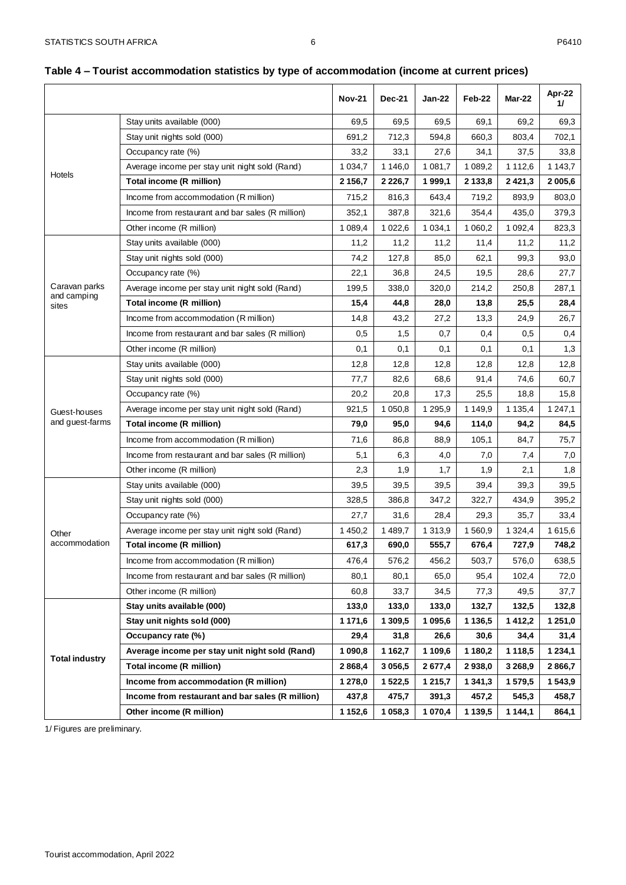## Table 4 – Tourist accommodation statistics by type of accommodation (income at current prices)

| | | Nov-21 | Dec-21 | Jan-22 | Feb-22 | Mar-22 | Apr-22 1/ |
|---|---|---|---|---|---|---|---|
| Hotels | Stay units available (000) | 69,5 | 69,5 | 69,5 | 69,1 | 69,2 | 69,3 |
| | Stay unit nights sold (000) | 691,2 | 712,3 | 594,8 | 660,3 | 803,4 | 702,1 |
| | Occupancy rate (%) | 33,2 | 33,1 | 27,6 | 34,1 | 37,5 | 33,8 |
| | Average income per stay unit night sold (Rand) | 1 034,7 | 1 146,0 | 1 081,7 | 1 089,2 | 1 112,6 | 1 143,7 |
| | **Total income (R million)** | **2 156,7** | **2 226,7** | **1 999,1** | **2 133,8** | **2 421,3** | **2 005,6** |
| | Income from accommodation (R million) | 715,2 | 816,3 | 643,4 | 719,2 | 893,9 | 803,0 |
| | Income from restaurant and bar sales (R million) | 352,1 | 387,8 | 321,6 | 354,4 | 435,0 | 379,3 |
| | Other income (R million) | 1 089,4 | 1 022,6 | 1 034,1 | 1 060,2 | 1 092,4 | 823,3 |
| Caravan parks and camping sites | Stay units available (000) | 11,2 | 11,2 | 11,2 | 11,4 | 11,2 | 11,2 |
| | Stay unit nights sold (000) | 74,2 | 127,8 | 85,0 | 62,1 | 99,3 | 93,0 |
| | Occupancy rate (%) | 22,1 | 36,8 | 24,5 | 19,5 | 28,6 | 27,7 |
| | Average income per stay unit night sold (Rand) | 199,5 | 338,0 | 320,0 | 214,2 | 250,8 | 287,1 |
| | **Total income (R million)** | **15,4** | **44,8** | **28,0** | **13,8** | **25,5** | **28,4** |
| | Income from accommodation (R million) | 14,8 | 43,2 | 27,2 | 13,3 | 24,9 | 26,7 |
| | Income from restaurant and bar sales (R million) | 0,5 | 1,5 | 0,7 | 0,4 | 0,5 | 0,4 |
| | Other income (R million) | 0,1 | 0,1 | 0,1 | 0,1 | 0,1 | 1,3 |
| Guest-houses and guest-farms | Stay units available (000) | 12,8 | 12,8 | 12,8 | 12,8 | 12,8 | 12,8 |
| | Stay unit nights sold (000) | 77,7 | 82,6 | 68,6 | 91,4 | 74,6 | 60,7 |
| | Occupancy rate (%) | 20,2 | 20,8 | 17,3 | 25,5 | 18,8 | 15,8 |
| | Average income per stay unit night sold (Rand) | 921,5 | 1 050,8 | 1 295,9 | 1 149,9 | 1 135,4 | 1 247,1 |
| | **Total income (R million)** | **79,0** | **95,0** | **94,6** | **114,0** | **94,2** | **84,5** |
| | Income from accommodation (R million) | 71,6 | 86,8 | 88,9 | 105,1 | 84,7 | 75,7 |
| | Income from restaurant and bar sales (R million) | 5,1 | 6,3 | 4,0 | 7,0 | 7,4 | 7,0 |
| | Other income (R million) | 2,3 | 1,9 | 1,7 | 1,9 | 2,1 | 1,8 |
| Other accommodation | Stay units available (000) | 39,5 | 39,5 | 39,5 | 39,4 | 39,3 | 39,5 |
| | Stay unit nights sold (000) | 328,5 | 386,8 | 347,2 | 322,7 | 434,9 | 395,2 |
| | Occupancy rate (%) | 27,7 | 31,6 | 28,4 | 29,3 | 35,7 | 33,4 |
| | Average income per stay unit night sold (Rand) | 1 450,2 | 1 489,7 | 1 313,9 | 1 560,9 | 1 324,4 | 1 615,6 |
| | **Total income (R million)** | **617,3** | **690,0** | **555,7** | **676,4** | **727,9** | **748,2** |
| | Income from accommodation (R million) | 476,4 | 576,2 | 456,2 | 503,7 | 576,0 | 638,5 |
| | Income from restaurant and bar sales (R million) | 80,1 | 80,1 | 65,0 | 95,4 | 102,4 | 72,0 |
| | Other income (R million) | 60,8 | 33,7 | 34,5 | 77,3 | 49,5 | 37,7 |
| **Total industry** | **Stay units available (000)** | **133,0** | **133,0** | **133,0** | **132,7** | **132,5** | **132,8** |
| | **Stay unit nights sold (000)** | **1 171,6** | **1 309,5** | **1 095,6** | **1 136,5** | **1 412,2** | **1 251,0** |
| | **Occupancy rate (%)** | **29,4** | **31,8** | **26,6** | **30,6** | **34,4** | **31,4** |
| | **Average income per stay unit night sold (Rand)** | **1 090,8** | **1 162,7** | **1 109,6** | **1 180,2** | **1 118,5** | **1 234,1** |
| | **Total income (R million)** | **2 868,4** | **3 056,5** | **2 677,4** | **2 938,0** | **3 268,9** | **2 866,7** |
| | **Income from accommodation (R million)** | **1 278,0** | **1 522,5** | **1 215,7** | **1 341,3** | **1 579,5** | **1 543,9** |
| | **Income from restaurant and bar sales (R million)** | **437,8** | **475,7** | **391,3** | **457,2** | **545,3** | **458,7** |
| | **Other income (R million)** | **1 152,6** | **1 058,3** | **1 070,4** | **1 139,5** | **1 144,1** | **864,1** |

1/ Figures are preliminary.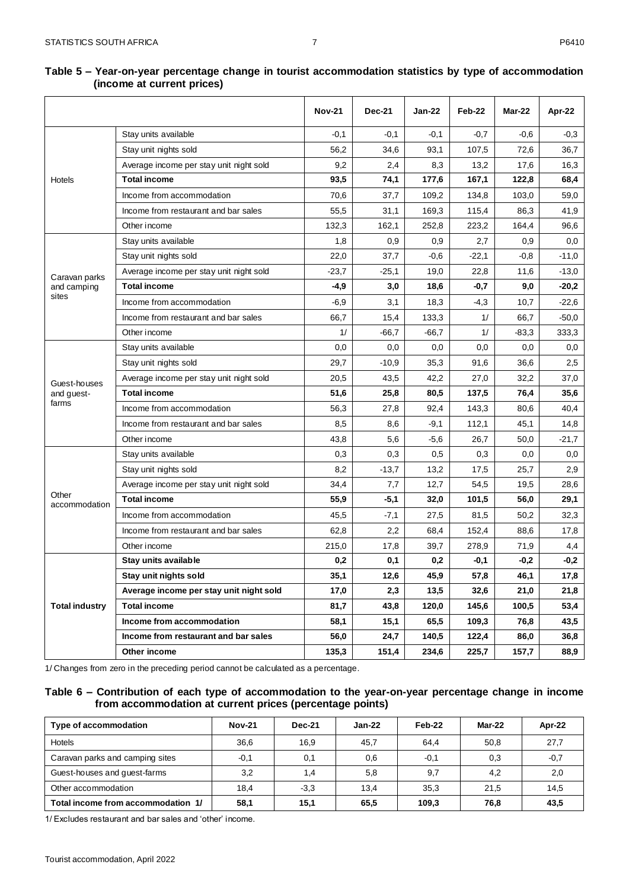**Table 5 – Year-on-year percentage change in tourist accommodation statistics by type of accommodation (income at current prices)**

| | | Nov-21 | Dec-21 | Jan-22 | Feb-22 | Mar-22 | Apr-22 |
|---|---|---|---|---|---|---|---|
| Hotels | Stay units available | -0,1 | -0,1 | -0,1 | -0,7 | -0,6 | -0,3 |
| | Stay unit nights sold | 56,2 | 34,6 | 93,1 | 107,5 | 72,6 | 36,7 |
| | Average income per stay unit night sold | 9,2 | 2,4 | 8,3 | 13,2 | 17,6 | 16,3 |
| | **Total income** | **93,5** | **74,1** | **177,6** | **167,1** | **122,8** | **68,4** |
| | Income from accommodation | 70,6 | 37,7 | 109,2 | 134,8 | 103,0 | 59,0 |
| | Income from restaurant and bar sales | 55,5 | 31,1 | 169,3 | 115,4 | 86,3 | 41,9 |
| | Other income | 132,3 | 162,1 | 252,8 | 223,2 | 164,4 | 96,6 |
| Caravan parks and camping sites | Stay units available | 1,8 | 0,9 | 0,9 | 2,7 | 0,9 | 0,0 |
| | Stay unit nights sold | 22,0 | 37,7 | -0,6 | -22,1 | -0,8 | -11,0 |
| | Average income per stay unit night sold | -23,7 | -25,1 | 19,0 | 22,8 | 11,6 | -13,0 |
| | **Total income** | **-4,9** | **3,0** | **18,6** | **-0,7** | **9,0** | **-20,2** |
| | Income from accommodation | -6,9 | 3,1 | 18,3 | -4,3 | 10,7 | -22,6 |
| | Income from restaurant and bar sales | 66,7 | 15,4 | 133,3 | 1/ | 66,7 | -50,0 |
| | Other income | 1/ | -66,7 | -66,7 | 1/ | -83,3 | 333,3 |
| Guest-houses and guest-farms | Stay units available | 0,0 | 0,0 | 0,0 | 0,0 | 0,0 | 0,0 |
| | Stay unit nights sold | 29,7 | -10,9 | 35,3 | 91,6 | 36,6 | 2,5 |
| | Average income per stay unit night sold | 20,5 | 43,5 | 42,2 | 27,0 | 32,2 | 37,0 |
| | **Total income** | **51,6** | **25,8** | **80,5** | **137,5** | **76,4** | **35,6** |
| | Income from accommodation | 56,3 | 27,8 | 92,4 | 143,3 | 80,6 | 40,4 |
| | Income from restaurant and bar sales | 8,5 | 8,6 | -9,1 | 112,1 | 45,1 | 14,8 |
| | Other income | 43,8 | 5,6 | -5,6 | 26,7 | 50,0 | -21,7 |
| Other accommodation | Stay units available | 0,3 | 0,3 | 0,5 | 0,3 | 0,0 | 0,0 |
| | Stay unit nights sold | 8,2 | -13,7 | 13,2 | 17,5 | 25,7 | 2,9 |
| | Average income per stay unit night sold | 34,4 | 7,7 | 12,7 | 54,5 | 19,5 | 28,6 |
| | **Total income** | **55,9** | **-5,1** | **32,0** | **101,5** | **56,0** | **29,1** |
| | Income from accommodation | 45,5 | -7,1 | 27,5 | 81,5 | 50,2 | 32,3 |
| | Income from restaurant and bar sales | 62,8 | 2,2 | 68,4 | 152,4 | 88,6 | 17,8 |
| | Other income | 215,0 | 17,8 | 39,7 | 278,9 | 71,9 | 4,4 |
| **Total industry** | **Stay units available** | **0,2** | **0,1** | **0,2** | **-0,1** | **-0,2** | **-0,2** |
| | **Stay unit nights sold** | **35,1** | **12,6** | **45,9** | **57,8** | **46,1** | **17,8** |
| | **Average income per stay unit night sold** | **17,0** | **2,3** | **13,5** | **32,6** | **21,0** | **21,8** |
| | **Total income** | **81,7** | **43,8** | **120,0** | **145,6** | **100,5** | **53,4** |
| | **Income from accommodation** | **58,1** | **15,1** | **65,5** | **109,3** | **76,8** | **43,5** |
| | **Income from restaurant and bar sales** | **56,0** | **24,7** | **140,5** | **122,4** | **86,0** | **36,8** |
| | **Other income** | **135,3** | **151,4** | **234,6** | **225,7** | **157,7** | **88,9** |

1/ Changes from zero in the preceding period cannot be calculated as a percentage.

**Table 6 – Contribution of each type of accommodation to the year-on-year percentage change in income from accommodation at current prices (percentage points)**

| Type of accommodation | Nov-21 | Dec-21 | Jan-22 | Feb-22 | Mar-22 | Apr-22 |
|---|---|---|---|---|---|---|
| Hotels | 36,6 | 16,9 | 45,7 | 64,4 | 50,8 | 27,7 |
| Caravan parks and camping sites | -0,1 | 0,1 | 0,6 | -0,1 | 0,3 | -0,7 |
| Guest-houses and guest-farms | 3,2 | 1,4 | 5,8 | 9,7 | 4,2 | 2,0 |
| Other accommodation | 18,4 | -3,3 | 13,4 | 35,3 | 21,5 | 14,5 |
| **Total income from accommodation 1/** | **58,1** | **15,1** | **65,5** | **109,3** | **76,8** | **43,5** |

1/ Excludes restaurant and bar sales and 'other' income.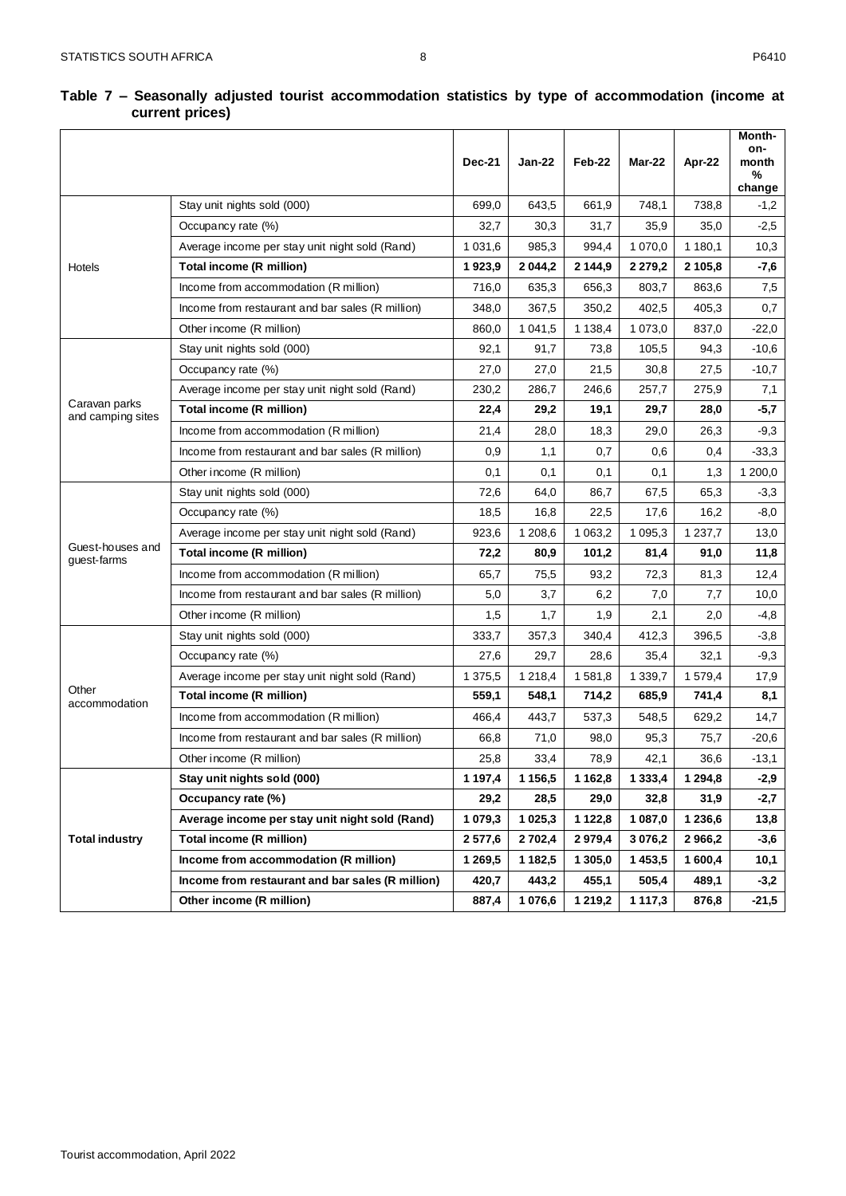**Table 7 – Seasonally adjusted tourist accommodation statistics by type of accommodation (income at current prices)**

| | | Dec-21 | Jan-22 | Feb-22 | Mar-22 | Apr-22 | Month-on-month % change |
|---|---|---|---|---|---|---|---|
| Hotels | Stay unit nights sold (000) | 699,0 | 643,5 | 661,9 | 748,1 | 738,8 | -1,2 |
| | Occupancy rate (%) | 32,7 | 30,3 | 31,7 | 35,9 | 35,0 | -2,5 |
| | Average income per stay unit night sold (Rand) | 1 031,6 | 985,3 | 994,4 | 1 070,0 | 1 180,1 | 10,3 |
| | **Total income (R million)** | **1 923,9** | **2 044,2** | **2 144,9** | **2 279,2** | **2 105,8** | **-7,6** |
| | Income from accommodation (R million) | 716,0 | 635,3 | 656,3 | 803,7 | 863,6 | 7,5 |
| | Income from restaurant and bar sales (R million) | 348,0 | 367,5 | 350,2 | 402,5 | 405,3 | 0,7 |
| | Other income (R million) | 860,0 | 1 041,5 | 1 138,4 | 1 073,0 | 837,0 | -22,0 |
| Caravan parks and camping sites | Stay unit nights sold (000) | 92,1 | 91,7 | 73,8 | 105,5 | 94,3 | -10,6 |
| | Occupancy rate (%) | 27,0 | 27,0 | 21,5 | 30,8 | 27,5 | -10,7 |
| | Average income per stay unit night sold (Rand) | 230,2 | 286,7 | 246,6 | 257,7 | 275,9 | 7,1 |
| | **Total income (R million)** | **22,4** | **29,2** | **19,1** | **29,7** | **28,0** | **-5,7** |
| | Income from accommodation (R million) | 21,4 | 28,0 | 18,3 | 29,0 | 26,3 | -9,3 |
| | Income from restaurant and bar sales (R million) | 0,9 | 1,1 | 0,7 | 0,6 | 0,4 | -33,3 |
| | Other income (R million) | 0,1 | 0,1 | 0,1 | 0,1 | 1,3 | 1 200,0 |
| Guest-houses and guest-farms | Stay unit nights sold (000) | 72,6 | 64,0 | 86,7 | 67,5 | 65,3 | -3,3 |
| | Occupancy rate (%) | 18,5 | 16,8 | 22,5 | 17,6 | 16,2 | -8,0 |
| | Average income per stay unit night sold (Rand) | 923,6 | 1 208,6 | 1 063,2 | 1 095,3 | 1 237,7 | 13,0 |
| | **Total income (R million)** | **72,2** | **80,9** | **101,2** | **81,4** | **91,0** | **11,8** |
| | Income from accommodation (R million) | 65,7 | 75,5 | 93,2 | 72,3 | 81,3 | 12,4 |
| | Income from restaurant and bar sales (R million) | 5,0 | 3,7 | 6,2 | 7,0 | 7,7 | 10,0 |
| | Other income (R million) | 1,5 | 1,7 | 1,9 | 2,1 | 2,0 | -4,8 |
| Other accommodation | Stay unit nights sold (000) | 333,7 | 357,3 | 340,4 | 412,3 | 396,5 | -3,8 |
| | Occupancy rate (%) | 27,6 | 29,7 | 28,6 | 35,4 | 32,1 | -9,3 |
| | Average income per stay unit night sold (Rand) | 1 375,5 | 1 218,4 | 1 581,8 | 1 339,7 | 1 579,4 | 17,9 |
| | **Total income (R million)** | **559,1** | **548,1** | **714,2** | **685,9** | **741,4** | **8,1** |
| | Income from accommodation (R million) | 466,4 | 443,7 | 537,3 | 548,5 | 629,2 | 14,7 |
| | Income from restaurant and bar sales (R million) | 66,8 | 71,0 | 98,0 | 95,3 | 75,7 | -20,6 |
| | Other income (R million) | 25,8 | 33,4 | 78,9 | 42,1 | 36,6 | -13,1 |
| **Total industry** | **Stay unit nights sold (000)** | **1 197,4** | **1 156,5** | **1 162,8** | **1 333,4** | **1 294,8** | **-2,9** |
| | **Occupancy rate (%)** | **29,2** | **28,5** | **29,0** | **32,8** | **31,9** | **-2,7** |
| | **Average income per stay unit night sold (Rand)** | **1 079,3** | **1 025,3** | **1 122,8** | **1 087,0** | **1 236,6** | **13,8** |
| | **Total income (R million)** | **2 577,6** | **2 702,4** | **2 979,4** | **3 076,2** | **2 966,2** | **-3,6** |
| | **Income from accommodation (R million)** | **1 269,5** | **1 182,5** | **1 305,0** | **1 453,5** | **1 600,4** | **10,1** |
| | **Income from restaurant and bar sales (R million)** | **420,7** | **443,2** | **455,1** | **505,4** | **489,1** | **-3,2** |
| | **Other income (R million)** | **887,4** | **1 076,6** | **1 219,2** | **1 117,3** | **876,8** | **-21,5** |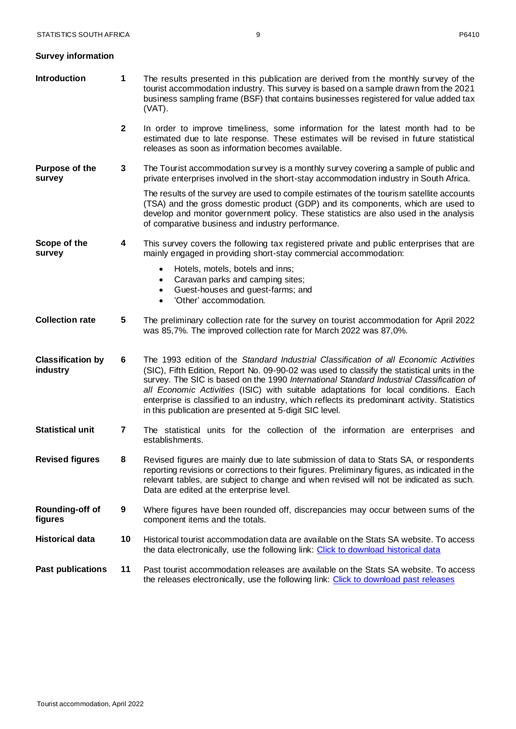## Survey information

**Introduction**

**1** The results presented in this publication are derived from the monthly survey of the tourist accommodation industry. This survey is based on a sample drawn from the 2021 business sampling frame (BSF) that contains businesses registered for value added tax (VAT).

**2** In order to improve timeliness, some information for the latest month had to be estimated due to late response. These estimates will be revised in future statistical releases as soon as information becomes available.

**Purpose of the survey**

**3** The Tourist accommodation survey is a monthly survey covering a sample of public and private enterprises involved in the short-stay accommodation industry in South Africa.

The results of the survey are used to compile estimates of the tourism satellite accounts (TSA) and the gross domestic product (GDP) and its components, which are used to develop and monitor government policy. These statistics are also used in the analysis of comparative business and industry performance.

**Scope of the survey**

**4** This survey covers the following tax registered private and public enterprises that are mainly engaged in providing short-stay commercial accommodation:

- Hotels, motels, botels and inns;
- Caravan parks and camping sites;
- Guest-houses and guest-farms; and
- 'Other' accommodation.

**Collection rate**

**5** The preliminary collection rate for the survey on tourist accommodation for April 2022 was 85,7%. The improved collection rate for March 2022 was 87,0%.

**Classification by industry**

**6** The 1993 edition of the *Standard Industrial Classification of all Economic Activities* (SIC), Fifth Edition, Report No. 09-90-02 was used to classify the statistical units in the survey. The SIC is based on the 1990 *International Standard Industrial Classification of all Economic Activities* (ISIC) with suitable adaptations for local conditions. Each enterprise is classified to an industry, which reflects its predominant activity. Statistics in this publication are presented at 5-digit SIC level.

**Statistical unit**

**7** The statistical units for the collection of the information are enterprises and establishments.

**Revised figures**

**8** Revised figures are mainly due to late submission of data to Stats SA, or respondents reporting revisions or corrections to their figures. Preliminary figures, as indicated in the relevant tables, are subject to change and when revised will not be indicated as such. Data are edited at the enterprise level.

**Rounding-off of figures**

**9** Where figures have been rounded off, discrepancies may occur between sums of the component items and the totals.

**Historical data**

**10** Historical tourist accommodation data are available on the Stats SA website. To access the data electronically, use the following link: Click to download historical data

**Past publications**

**11** Past tourist accommodation releases are available on the Stats SA website. To access the releases electronically, use the following link: Click to download past releases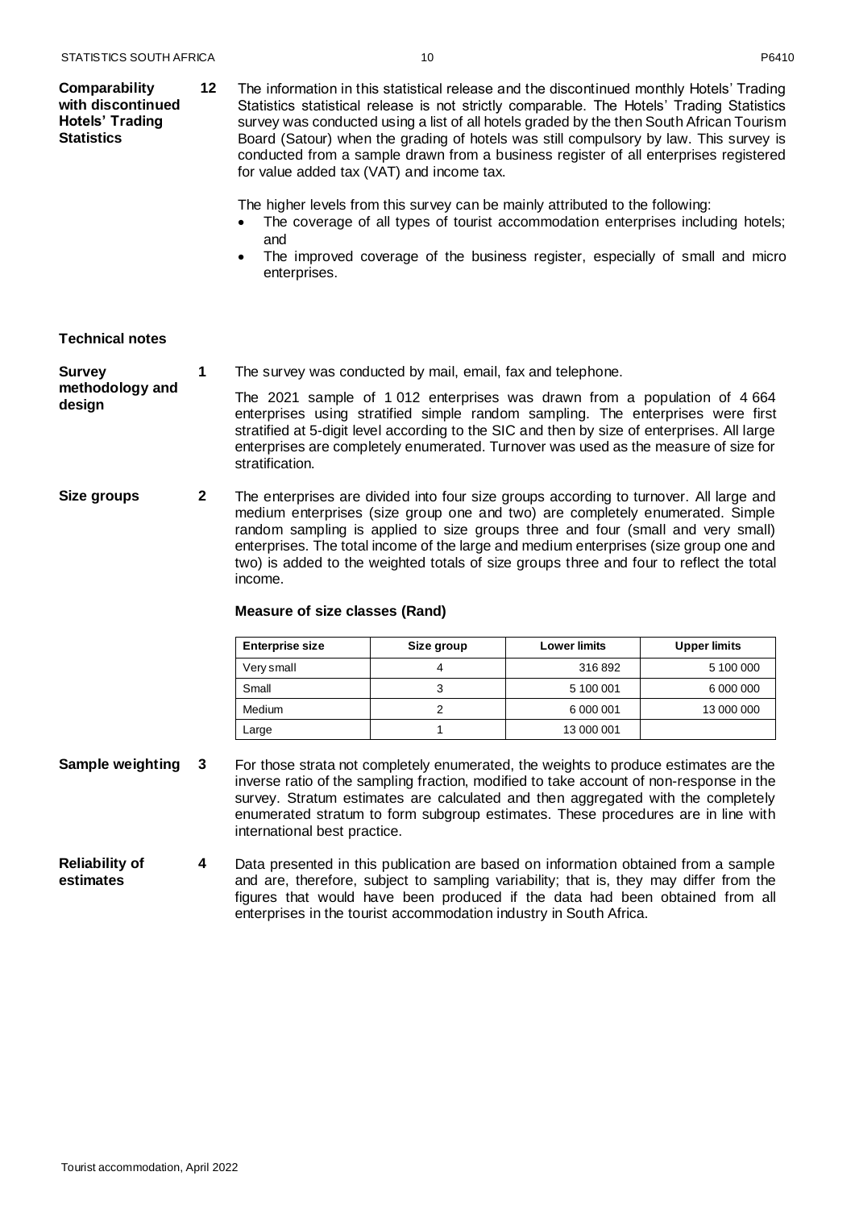**Comparability with discontinued Hotels' Trading Statistics**

**12** The information in this statistical release and the discontinued monthly Hotels' Trading Statistics statistical release is not strictly comparable. The Hotels' Trading Statistics survey was conducted using a list of all hotels graded by the then South African Tourism Board (Satour) when the grading of hotels was still compulsory by law. This survey is conducted from a sample drawn from a business register of all enterprises registered for value added tax (VAT) and income tax.

The higher levels from this survey can be mainly attributed to the following:

- The coverage of all types of tourist accommodation enterprises including hotels; and
- The improved coverage of the business register, especially of small and micro enterprises.

## Technical notes

**Survey methodology and design**

**1** The survey was conducted by mail, email, fax and telephone.

The 2021 sample of 1 012 enterprises was drawn from a population of 4 664 enterprises using stratified simple random sampling. The enterprises were first stratified at 5-digit level according to the SIC and then by size of enterprises. All large enterprises are completely enumerated. Turnover was used as the measure of size for stratification.

**Size groups**

**2** The enterprises are divided into four size groups according to turnover. All large and medium enterprises (size group one and two) are completely enumerated. Simple random sampling is applied to size groups three and four (small and very small) enterprises. The total income of the large and medium enterprises (size group one and two) is added to the weighted totals of size groups three and four to reflect the total income.

**Measure of size classes (Rand)**

| Enterprise size | Size group | Lower limits | Upper limits |
|---|---|---|---|
| Very small | 4 | 316 892 | 5 100 000 |
| Small | 3 | 5 100 001 | 6 000 000 |
| Medium | 2 | 6 000 001 | 13 000 000 |
| Large | 1 | 13 000 001 | |

**Sample weighting**

**3** For those strata not completely enumerated, the weights to produce estimates are the inverse ratio of the sampling fraction, modified to take account of non-response in the survey. Stratum estimates are calculated and then aggregated with the completely enumerated stratum to form subgroup estimates. These procedures are in line with international best practice.

**Reliability of estimates**

**4** Data presented in this publication are based on information obtained from a sample and are, therefore, subject to sampling variability; that is, they may differ from the figures that would have been produced if the data had been obtained from all enterprises in the tourist accommodation industry in South Africa.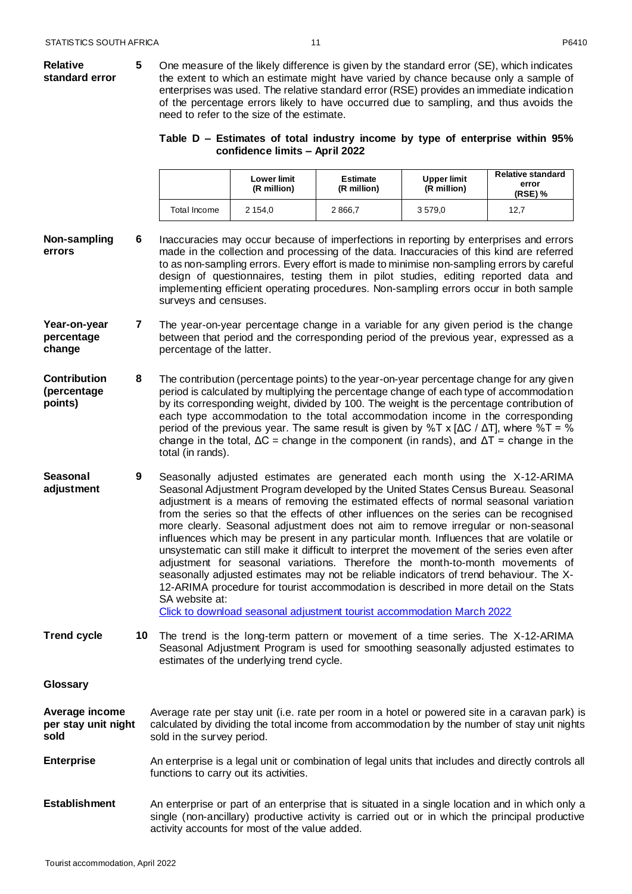**Relative standard error**

**5** One measure of the likely difference is given by the standard error (SE), which indicates the extent to which an estimate might have varied by chance because only a sample of enterprises was used. The relative standard error (RSE) provides an immediate indication of the percentage errors likely to have occurred due to sampling, and thus avoids the need to refer to the size of the estimate.

**Table D – Estimates of total industry income by type of enterprise within 95% confidence limits – April 2022**

| | Lower limit (R million) | Estimate (R million) | Upper limit (R million) | Relative standard error (RSE) % |
|---|---|---|---|---|
| Total Income | 2 154,0 | 2 866,7 | 3 579,0 | 12,7 |

**Non-sampling errors**

**6** Inaccuracies may occur because of imperfections in reporting by enterprises and errors made in the collection and processing of the data. Inaccuracies of this kind are referred to as non-sampling errors. Every effort is made to minimise non-sampling errors by careful design of questionnaires, testing them in pilot studies, editing reported data and implementing efficient operating procedures. Non-sampling errors occur in both sample surveys and censuses.

**Year-on-year percentage change**

**7** The year-on-year percentage change in a variable for any given period is the change between that period and the corresponding period of the previous year, expressed as a percentage of the latter.

**Contribution (percentage points)**

**8** The contribution (percentage points) to the year-on-year percentage change for any given period is calculated by multiplying the percentage change of each type of accommodation by its corresponding weight, divided by 100. The weight is the percentage contribution of each type accommodation to the total accommodation income in the corresponding period of the previous year. The same result is given by $\%T \times [\Delta C / \Delta T]$, where $\%T$ = % change in the total, $\Delta C$ = change in the component (in rands), and $\Delta T$ = change in the total (in rands).

**Seasonal adjustment**

**9** Seasonally adjusted estimates are generated each month using the X-12-ARIMA Seasonal Adjustment Program developed by the United States Census Bureau. Seasonal adjustment is a means of removing the estimated effects of normal seasonal variation from the series so that the effects of other influences on the series can be recognised more clearly. Seasonal adjustment does not aim to remove irregular or non-seasonal influences which may be present in any particular month. Influences that are volatile or unsystematic can still make it difficult to interpret the movement of the series even after adjustment for seasonal variations. Therefore the month-to-month movements of seasonally adjusted estimates may not be reliable indicators of trend behaviour. The X-12-ARIMA procedure for tourist accommodation is described in more detail on the Stats SA website at:
Click to download seasonal adjustment tourist accommodation March 2022

**Trend cycle**

**10** The trend is the long-term pattern or movement of a time series. The X-12-ARIMA Seasonal Adjustment Program is used for smoothing seasonally adjusted estimates to estimates of the underlying trend cycle.

## Glossary

**Average income per stay unit night sold**

Average rate per stay unit (i.e. rate per room in a hotel or powered site in a caravan park) is calculated by dividing the total income from accommodation by the number of stay unit nights sold in the survey period.

**Enterprise**

An enterprise is a legal unit or combination of legal units that includes and directly controls all functions to carry out its activities.

**Establishment**

An enterprise or part of an enterprise that is situated in a single location and in which only a single (non-ancillary) productive activity is carried out or in which the principal productive activity accounts for most of the value added.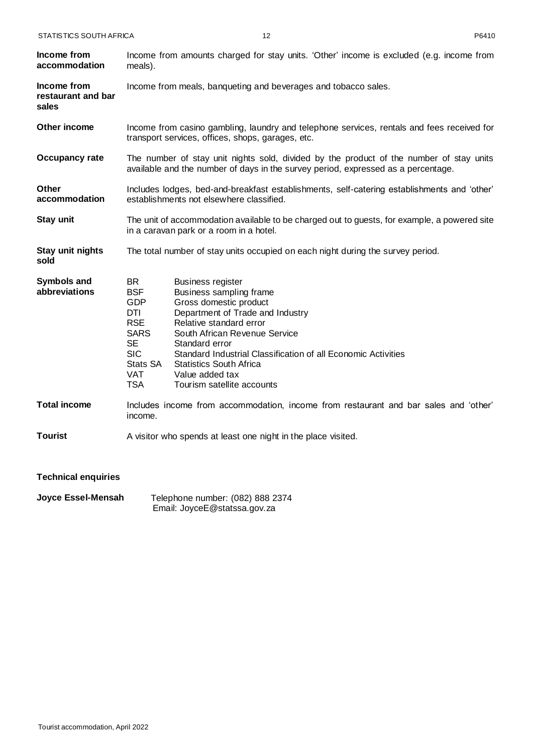**Income from accommodation** Income from amounts charged for stay units. 'Other' income is excluded (e.g. income from meals).

**Income from restaurant and bar sales** Income from meals, banqueting and beverages and tobacco sales.

**Other income** Income from casino gambling, laundry and telephone services, rentals and fees received for transport services, offices, shops, garages, etc.

**Occupancy rate** The number of stay unit nights sold, divided by the product of the number of stay units available and the number of days in the survey period, expressed as a percentage.

**Other accommodation** Includes lodges, bed-and-breakfast establishments, self-catering establishments and 'other' establishments not elsewhere classified.

**Stay unit** The unit of accommodation available to be charged out to guests, for example, a powered site in a caravan park or a room in a hotel.

**Stay unit nights sold** The total number of stay units occupied on each night during the survey period.

**Symbols and abbreviations**

| | |
|---|---|
| BR | Business register |
| BSF | Business sampling frame |
| GDP | Gross domestic product |
| DTI | Department of Trade and Industry |
| RSE | Relative standard error |
| SARS | South African Revenue Service |
| SE | Standard error |
| SIC | Standard Industrial Classification of all Economic Activities |
| Stats SA | Statistics South Africa |
| VAT | Value added tax |
| TSA | Tourism satellite accounts |

**Total income** Includes income from accommodation, income from restaurant and bar sales and 'other' income.

**Tourist** A visitor who spends at least one night in the place visited.

**Technical enquiries**

**Joyce Essel-Mensah** Telephone number: (082) 888 2374
Email: JoyceE@statssa.gov.za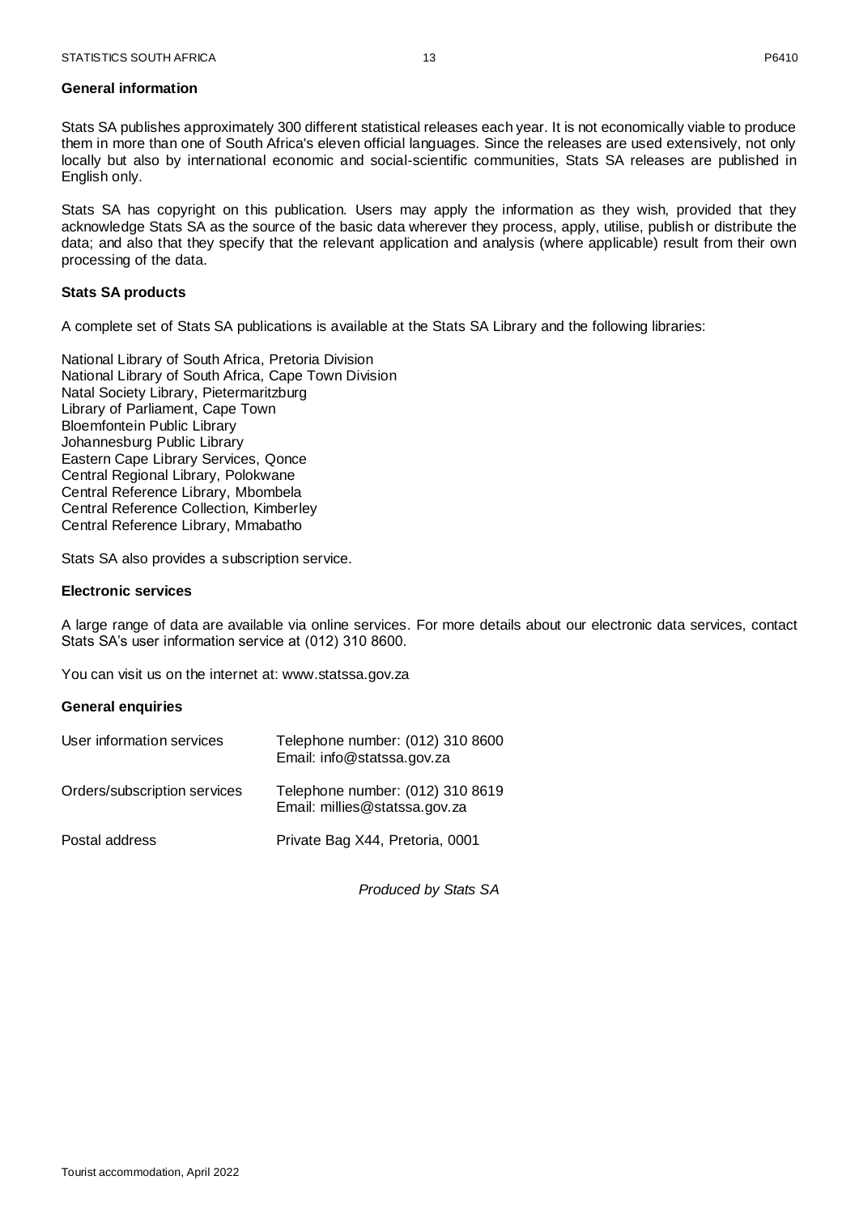## General information

Stats SA publishes approximately 300 different statistical releases each year. It is not economically viable to produce them in more than one of South Africa's eleven official languages. Since the releases are used extensively, not only locally but also by international economic and social-scientific communities, Stats SA releases are published in English only.

Stats SA has copyright on this publication. Users may apply the information as they wish, provided that they acknowledge Stats SA as the source of the basic data wherever they process, apply, utilise, publish or distribute the data; and also that they specify that the relevant application and analysis (where applicable) result from their own processing of the data.

## Stats SA products

A complete set of Stats SA publications is available at the Stats SA Library and the following libraries:

National Library of South Africa, Pretoria Division
National Library of South Africa, Cape Town Division
Natal Society Library, Pietermaritzburg
Library of Parliament, Cape Town
Bloemfontein Public Library
Johannesburg Public Library
Eastern Cape Library Services, Qonce
Central Regional Library, Polokwane
Central Reference Library, Mbombela
Central Reference Collection, Kimberley
Central Reference Library, Mmabatho

Stats SA also provides a subscription service.

## Electronic services

A large range of data are available via online services. For more details about our electronic data services, contact Stats SA's user information service at (012) 310 8600.

You can visit us on the internet at: www.statssa.gov.za

## General enquiries

| | |
|---|---|
| User information services | Telephone number: (012) 310 8600<br>Email: info@statssa.gov.za |
| Orders/subscription services | Telephone number: (012) 310 8619<br>Email: millies@statssa.gov.za |
| Postal address | Private Bag X44, Pretoria, 0001 |

*Produced by Stats SA*